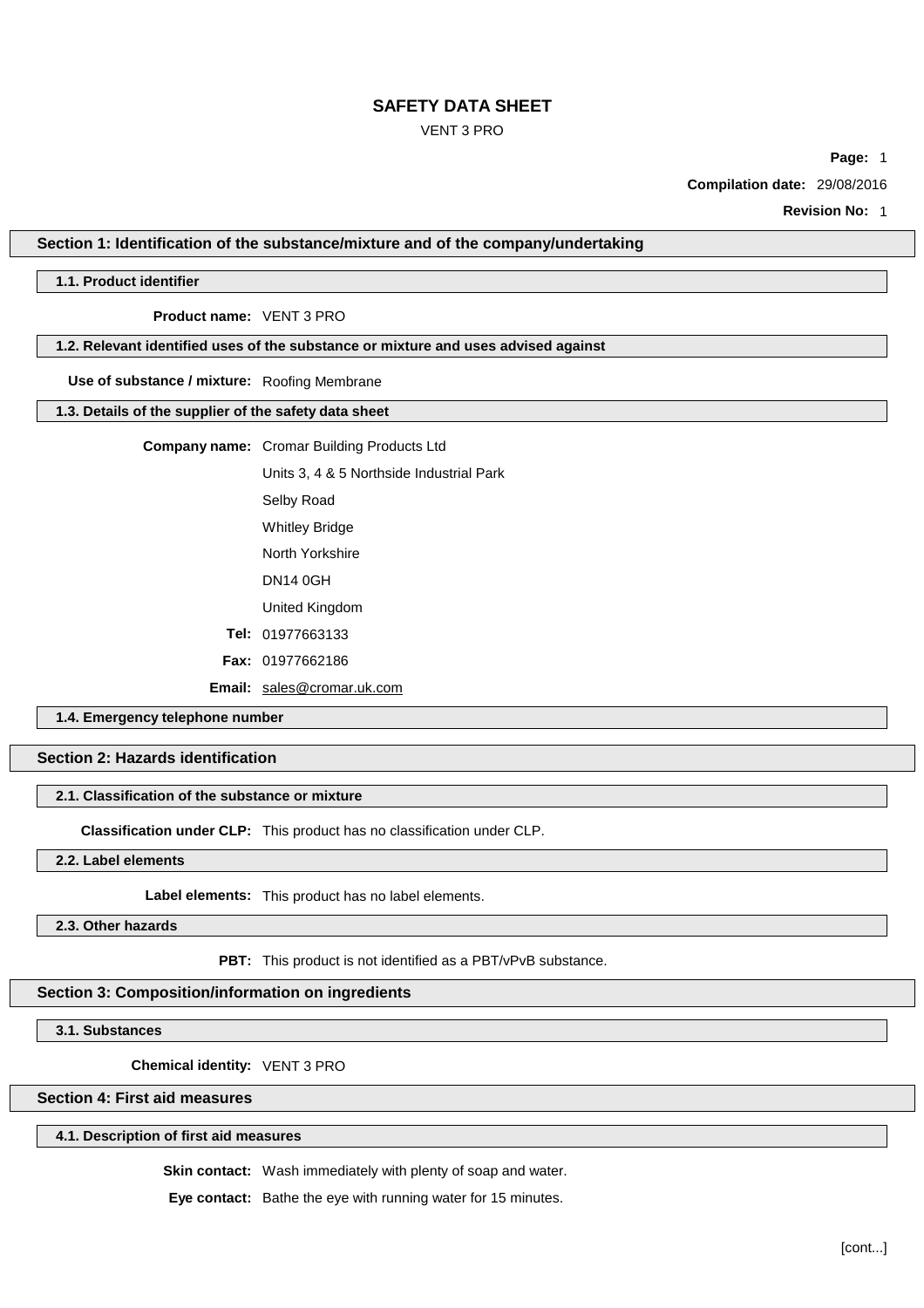# SAFETY DATA SHEET

VENT 3 PRO

**Compilation date:** 29/08/2016

**Revision No:** 1

## Section 1: Identification of the substance/mixture and of the company/undertaking

### 1.1. Product identifier

**Product name:** VENT 3 PRO

### 1.2. Relevant identified uses of the substance or mixture and uses advised against

**Use of substance / mixture:** Roofing Membrane

### 1.3. Details of the supplier of the safety data sheet

**Company name:** Cromar Building Products Ltd

Units 3, 4 & 5 Northside Industrial Park

Selby Road

Whitley Bridge

North Yorkshire

DN14 0GH

United Kingdom

**Tel:** 01977663133

**Fax:** 01977662186

**Email:** sales@cromar.uk.com

### 1.4. Emergency telephone number

## Section 2: Hazards identification

### 2.1. Classification of the substance or mixture

**Classification under CLP:** This product has no classification under CLP.

### 2.2. Label elements

**Label elements:** This product has no label elements.

### 2.3. Other hazards

**PBT:** This product is not identified as a PBT/vPvB substance.

## Section 3: Composition/information on ingredients

### 3.1. Substances

**Chemical identity:** VENT 3 PRO

## Section 4: First aid measures

### 4.1. Description of first aid measures

**Skin contact:** Wash immediately with plenty of soap and water.

**Eye contact:** Bathe the eye with running water for 15 minutes.

[cont...]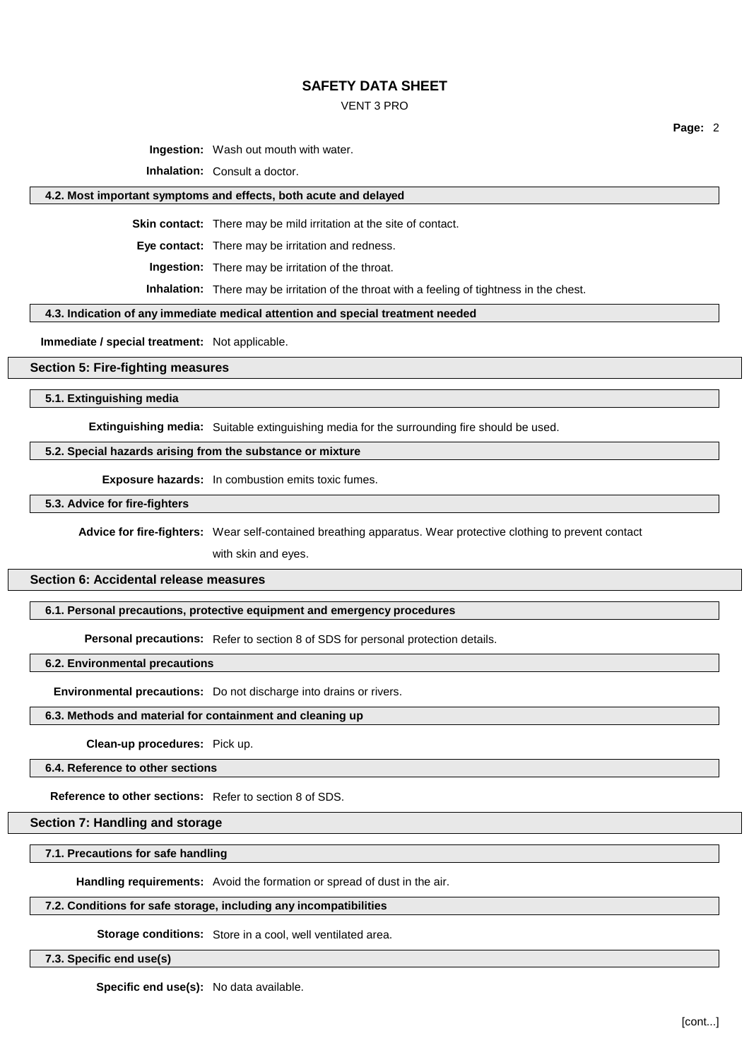**Ingestion:** Wash out mouth with water.

**Inhalation:** Consult a doctor.

### 4.2. Most important symptoms and effects, both acute and delayed

**Skin contact:** There may be mild irritation at the site of contact.

**Eye contact:** There may be irritation and redness.

**Ingestion:** There may be irritation of the throat.

**Inhalation:** There may be irritation of the throat with a feeling of tightness in the chest.

### 4.3. Indication of any immediate medical attention and special treatment needed

**Immediate / special treatment:** Not applicable.

## Section 5: Fire-fighting measures

### 5.1. Extinguishing media

**Extinguishing media:** Suitable extinguishing media for the surrounding fire should be used.

### 5.2. Special hazards arising from the substance or mixture

**Exposure hazards:** In combustion emits toxic fumes.

### 5.3. Advice for fire-fighters

**Advice for fire-fighters:** Wear self-contained breathing apparatus. Wear protective clothing to prevent contact with skin and eyes.

## Section 6: Accidental release measures

### 6.1. Personal precautions, protective equipment and emergency procedures

**Personal precautions:** Refer to section 8 of SDS for personal protection details.

### 6.2. Environmental precautions

**Environmental precautions:** Do not discharge into drains or rivers.

### 6.3. Methods and material for containment and cleaning up

**Clean-up procedures:** Pick up.

### 6.4. Reference to other sections

**Reference to other sections:** Refer to section 8 of SDS.

## Section 7: Handling and storage

### 7.1. Precautions for safe handling

**Handling requirements:** Avoid the formation or spread of dust in the air.

### 7.2. Conditions for safe storage, including any incompatibilities

**Storage conditions:** Store in a cool, well ventilated area.

### 7.3. Specific end use(s)

**Specific end use(s):** No data available.

[cont...]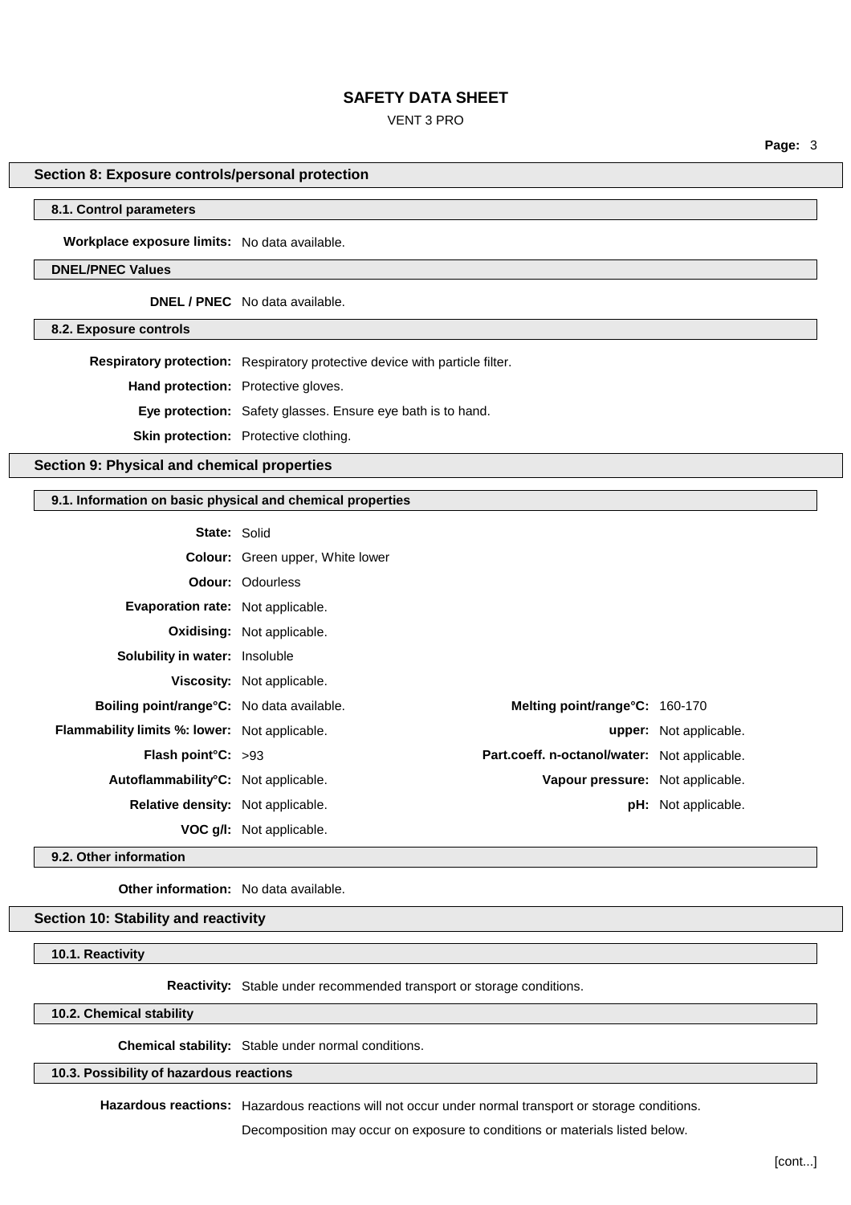## Section 8: Exposure controls/personal protection

### 8.1. Control parameters

**Workplace exposure limits:** No data available.

### DNEL/PNEC Values

**DNEL / PNEC** No data available.

### 8.2. Exposure controls

**Respiratory protection:** Respiratory protective device with particle filter.

**Hand protection:** Protective gloves.

**Eye protection:** Safety glasses. Ensure eye bath is to hand.

**Skin protection:** Protective clothing.

## Section 9: Physical and chemical properties

### 9.1. Information on basic physical and chemical properties

**State:** Solid

**Colour:** Green upper, White lower

**Odour:** Odourless

**Evaporation rate:** Not applicable.

**Oxidising:** Not applicable.

**Solubility in water:** Insoluble

**Viscosity:** Not applicable.

| | | | |
|---|---|---|---|
| **Boiling point/range°C:** | No data available. | **Melting point/range°C:** | 160-170 |
| **Flammability limits %: lower:** | Not applicable. | **upper:** | Not applicable. |
| **Flash point°C:** | >93 | **Part.coeff. n-octanol/water:** | Not applicable. |
| **Autoflammability°C:** | Not applicable. | **Vapour pressure:** | Not applicable. |
| **Relative density:** | Not applicable. | **pH:** | Not applicable. |
| **VOC g/l:** | Not applicable. | | |

### 9.2. Other information

**Other information:** No data available.

## Section 10: Stability and reactivity

### 10.1. Reactivity

**Reactivity:** Stable under recommended transport or storage conditions.

### 10.2. Chemical stability

**Chemical stability:** Stable under normal conditions.

### 10.3. Possibility of hazardous reactions

**Hazardous reactions:** Hazardous reactions will not occur under normal transport or storage conditions.

Decomposition may occur on exposure to conditions or materials listed below.

[cont...]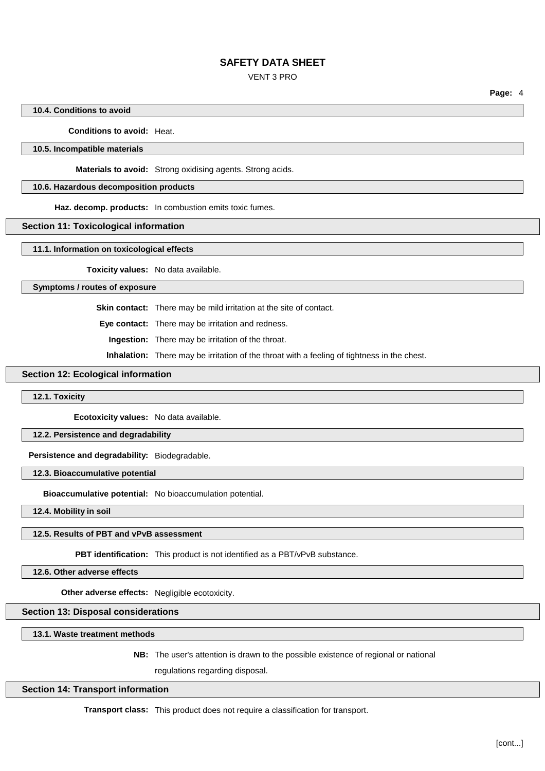### 10.4. Conditions to avoid

**Conditions to avoid:** Heat.

### 10.5. Incompatible materials

**Materials to avoid:** Strong oxidising agents. Strong acids.

### 10.6. Hazardous decomposition products

**Haz. decomp. products:** In combustion emits toxic fumes.

## Section 11: Toxicological information

### 11.1. Information on toxicological effects

**Toxicity values:** No data available.

### Symptoms / routes of exposure

**Skin contact:** There may be mild irritation at the site of contact.

**Eye contact:** There may be irritation and redness.

**Ingestion:** There may be irritation of the throat.

**Inhalation:** There may be irritation of the throat with a feeling of tightness in the chest.

## Section 12: Ecological information

### 12.1. Toxicity

**Ecotoxicity values:** No data available.

### 12.2. Persistence and degradability

**Persistence and degradability:** Biodegradable.

### 12.3. Bioaccumulative potential

**Bioaccumulative potential:** No bioaccumulation potential.

### 12.4. Mobility in soil

### 12.5. Results of PBT and vPvB assessment

**PBT identification:** This product is not identified as a PBT/vPvB substance.

### 12.6. Other adverse effects

**Other adverse effects:** Negligible ecotoxicity.

## Section 13: Disposal considerations

### 13.1. Waste treatment methods

**NB:** The user's attention is drawn to the possible existence of regional or national regulations regarding disposal.

## Section 14: Transport information

**Transport class:** This product does not require a classification for transport.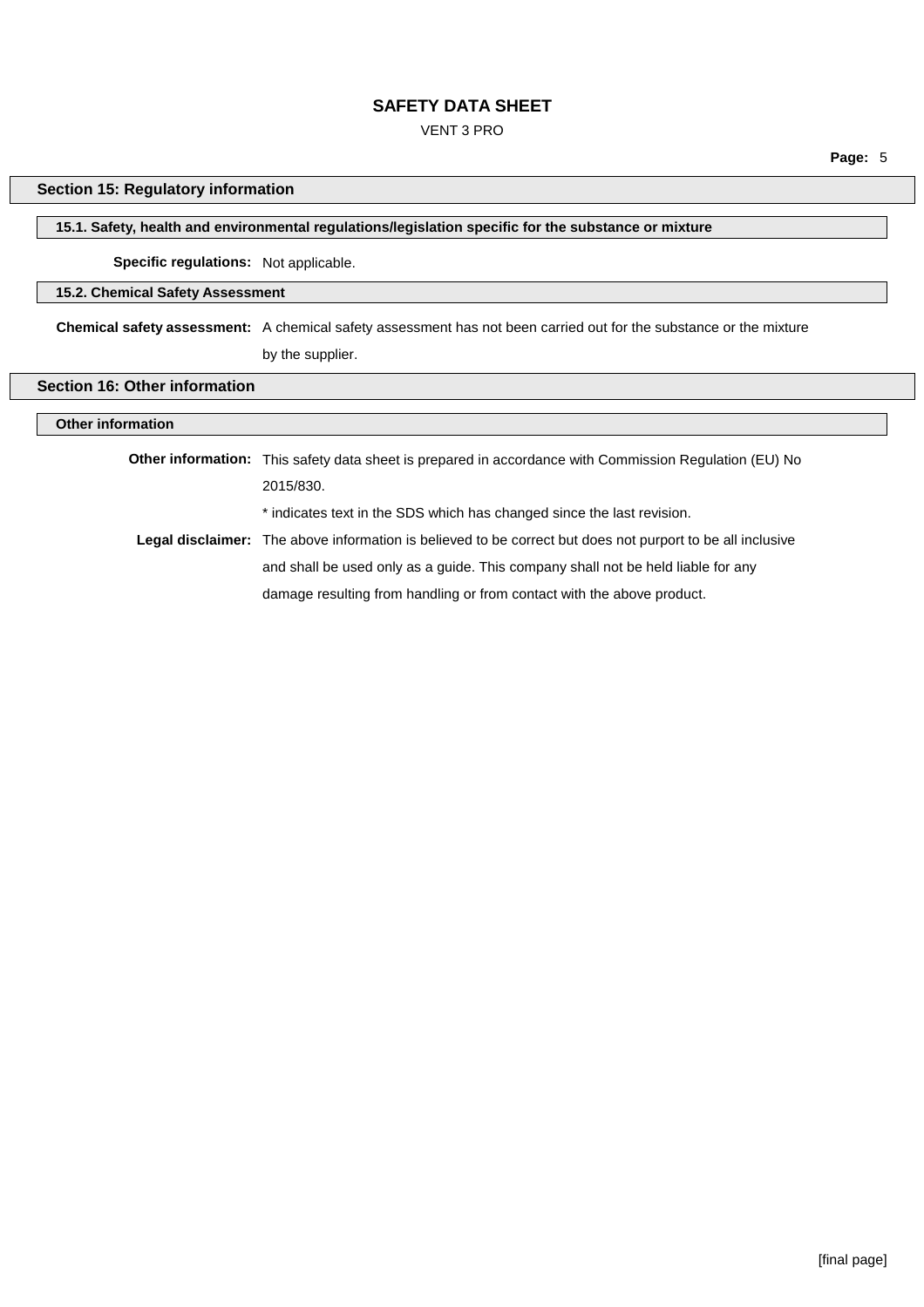## Section 15: Regulatory information

### 15.1. Safety, health and environmental regulations/legislation specific for the substance or mixture

**Specific regulations:** Not applicable.

### 15.2. Chemical Safety Assessment

**Chemical safety assessment:** A chemical safety assessment has not been carried out for the substance or the mixture by the supplier.

## Section 16: Other information

### Other information

**Other information:** This safety data sheet is prepared in accordance with Commission Regulation (EU) No 2015/830.

* indicates text in the SDS which has changed since the last revision.

**Legal disclaimer:** The above information is believed to be correct but does not purport to be all inclusive and shall be used only as a guide. This company shall not be held liable for any damage resulting from handling or from contact with the above product.

[final page]